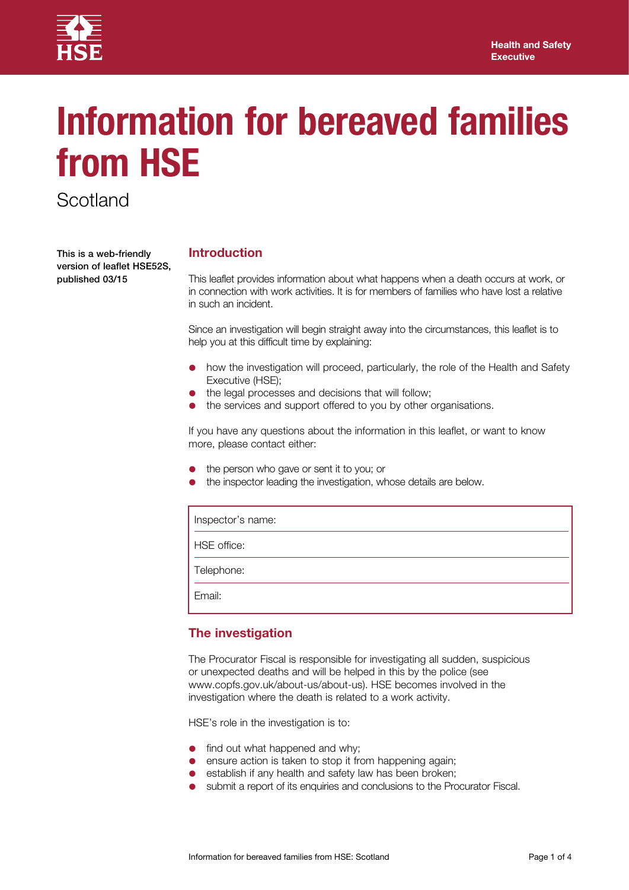Health and Safety Executive

# Information for bereaved families from HSE

Scotland

**This is a web-friendly version of leaflet HSE52S, published 03/15**

## Introduction

This leaflet provides information about what happens when a death occurs at work, or in connection with work activities. It is for members of families who have lost a relative in such an incident.

Since an investigation will begin straight away into the circumstances, this leaflet is to help you at this difficult time by explaining:

- how the investigation will proceed, particularly, the role of the Health and Safety Executive (HSE);
- the legal processes and decisions that will follow;
- the services and support offered to you by other organisations.

If you have any questions about the information in this leaflet, or want to know more, please contact either:

- the person who gave or sent it to you; or
- the inspector leading the investigation, whose details are below.

| Inspector's name: |
|---|
| HSE office: |
| Telephone: |
| Email: |

## The investigation

The Procurator Fiscal is responsible for investigating all sudden, suspicious or unexpected deaths and will be helped in this by the police (see www.copfs.gov.uk/about-us/about-us). HSE becomes involved in the investigation where the death is related to a work activity.

HSE's role in the investigation is to:

- find out what happened and why;
- ensure action is taken to stop it from happening again;
- establish if any health and safety law has been broken;
- submit a report of its enquiries and conclusions to the Procurator Fiscal.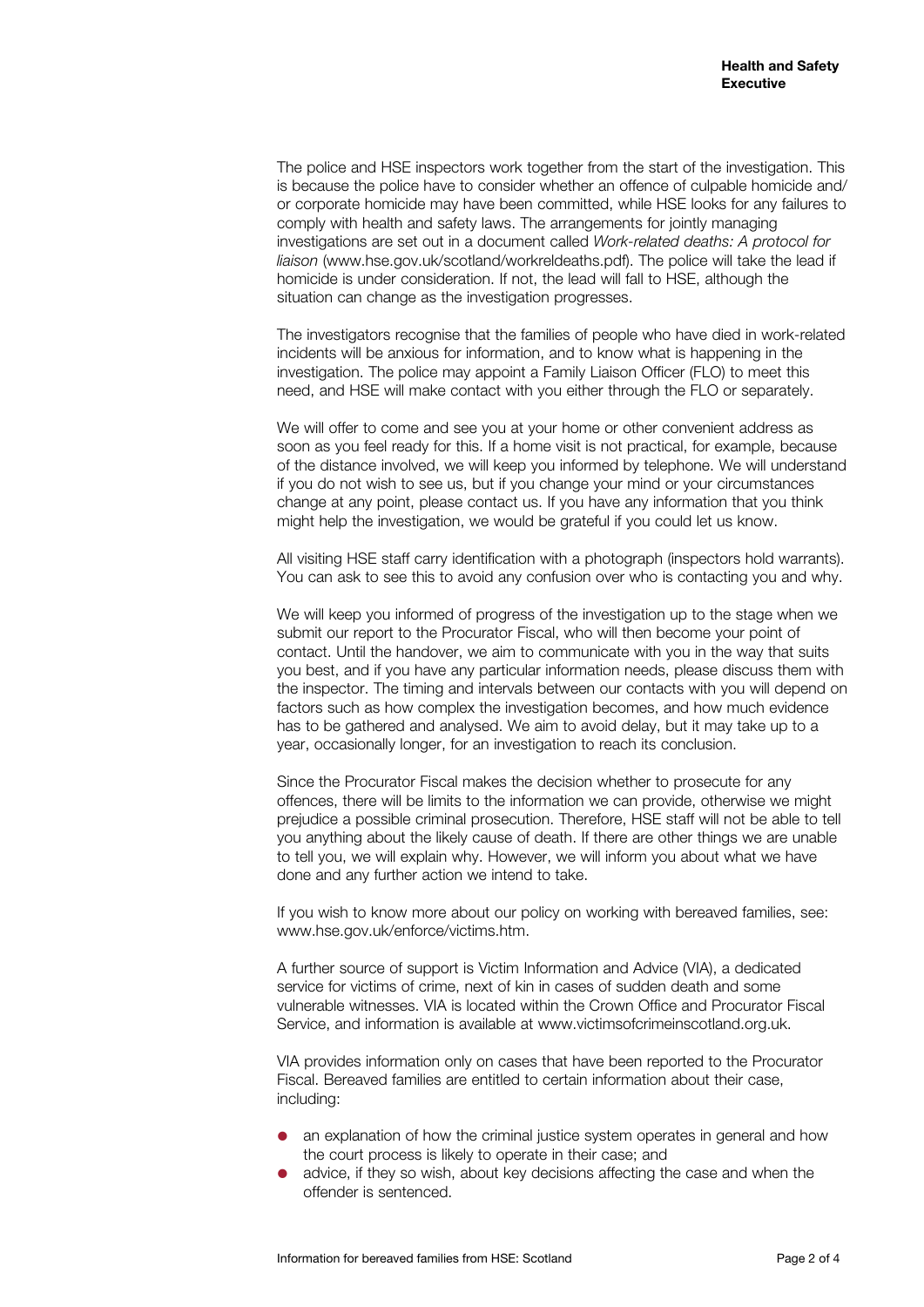The police and HSE inspectors work together from the start of the investigation. This is because the police have to consider whether an offence of culpable homicide and/or corporate homicide may have been committed, while HSE looks for any failures to comply with health and safety laws. The arrangements for jointly managing investigations are set out in a document called *Work-related deaths: A protocol for liaison* (www.hse.gov.uk/scotland/workreldeaths.pdf). The police will take the lead if homicide is under consideration. If not, the lead will fall to HSE, although the situation can change as the investigation progresses.

The investigators recognise that the families of people who have died in work-related incidents will be anxious for information, and to know what is happening in the investigation. The police may appoint a Family Liaison Officer (FLO) to meet this need, and HSE will make contact with you either through the FLO or separately.

We will offer to come and see you at your home or other convenient address as soon as you feel ready for this. If a home visit is not practical, for example, because of the distance involved, we will keep you informed by telephone. We will understand if you do not wish to see us, but if you change your mind or your circumstances change at any point, please contact us. If you have any information that you think might help the investigation, we would be grateful if you could let us know.

All visiting HSE staff carry identification with a photograph (inspectors hold warrants). You can ask to see this to avoid any confusion over who is contacting you and why.

We will keep you informed of progress of the investigation up to the stage when we submit our report to the Procurator Fiscal, who will then become your point of contact. Until the handover, we aim to communicate with you in the way that suits you best, and if you have any particular information needs, please discuss them with the inspector. The timing and intervals between our contacts with you will depend on factors such as how complex the investigation becomes, and how much evidence has to be gathered and analysed. We aim to avoid delay, but it may take up to a year, occasionally longer, for an investigation to reach its conclusion.

Since the Procurator Fiscal makes the decision whether to prosecute for any offences, there will be limits to the information we can provide, otherwise we might prejudice a possible criminal prosecution. Therefore, HSE staff will not be able to tell you anything about the likely cause of death. If there are other things we are unable to tell you, we will explain why. However, we will inform you about what we have done and any further action we intend to take.

If you wish to know more about our policy on working with bereaved families, see: www.hse.gov.uk/enforce/victims.htm.

A further source of support is Victim Information and Advice (VIA), a dedicated service for victims of crime, next of kin in cases of sudden death and some vulnerable witnesses. VIA is located within the Crown Office and Procurator Fiscal Service, and information is available at www.victimsofcrimeinscotland.org.uk.

VIA provides information only on cases that have been reported to the Procurator Fiscal. Bereaved families are entitled to certain information about their case, including:

- an explanation of how the criminal justice system operates in general and how the court process is likely to operate in their case; and
- advice, if they so wish, about key decisions affecting the case and when the offender is sentenced.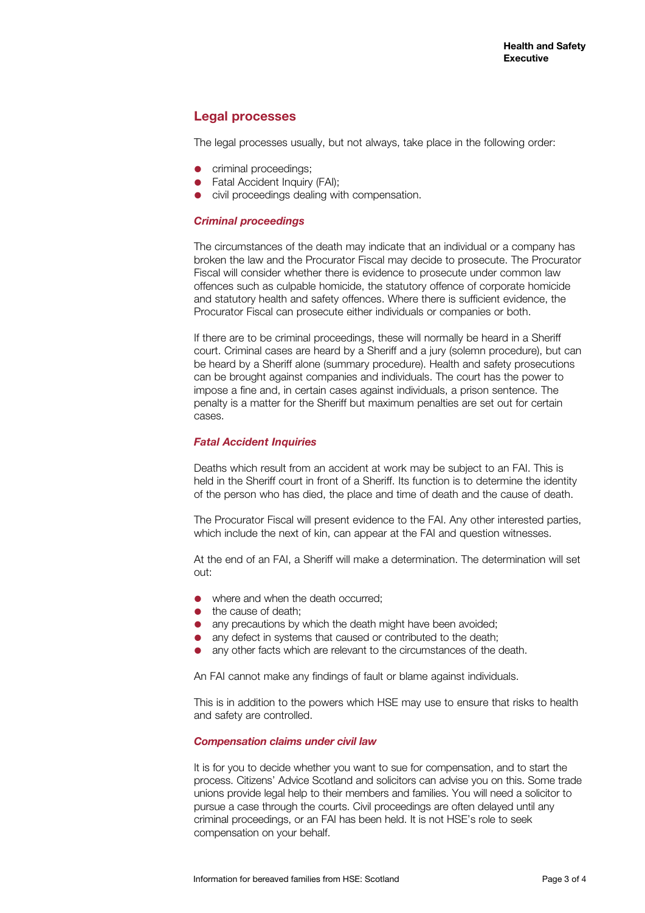## Legal processes

The legal processes usually, but not always, take place in the following order:

- criminal proceedings;
- Fatal Accident Inquiry (FAI);
- civil proceedings dealing with compensation.

### *Criminal proceedings*

The circumstances of the death may indicate that an individual or a company has broken the law and the Procurator Fiscal may decide to prosecute. The Procurator Fiscal will consider whether there is evidence to prosecute under common law offences such as culpable homicide, the statutory offence of corporate homicide and statutory health and safety offences. Where there is sufficient evidence, the Procurator Fiscal can prosecute either individuals or companies or both.

If there are to be criminal proceedings, these will normally be heard in a Sheriff court. Criminal cases are heard by a Sheriff and a jury (solemn procedure), but can be heard by a Sheriff alone (summary procedure). Health and safety prosecutions can be brought against companies and individuals. The court has the power to impose a fine and, in certain cases against individuals, a prison sentence. The penalty is a matter for the Sheriff but maximum penalties are set out for certain cases.

### *Fatal Accident Inquiries*

Deaths which result from an accident at work may be subject to an FAI. This is held in the Sheriff court in front of a Sheriff. Its function is to determine the identity of the person who has died, the place and time of death and the cause of death.

The Procurator Fiscal will present evidence to the FAI. Any other interested parties, which include the next of kin, can appear at the FAI and question witnesses.

At the end of an FAI, a Sheriff will make a determination. The determination will set out:

- where and when the death occurred;
- the cause of death;
- any precautions by which the death might have been avoided;
- any defect in systems that caused or contributed to the death;
- any other facts which are relevant to the circumstances of the death.

An FAI cannot make any findings of fault or blame against individuals.

This is in addition to the powers which HSE may use to ensure that risks to health and safety are controlled.

### *Compensation claims under civil law*

It is for you to decide whether you want to sue for compensation, and to start the process. Citizens' Advice Scotland and solicitors can advise you on this. Some trade unions provide legal help to their members and families. You will need a solicitor to pursue a case through the courts. Civil proceedings are often delayed until any criminal proceedings, or an FAI has been held. It is not HSE's role to seek compensation on your behalf.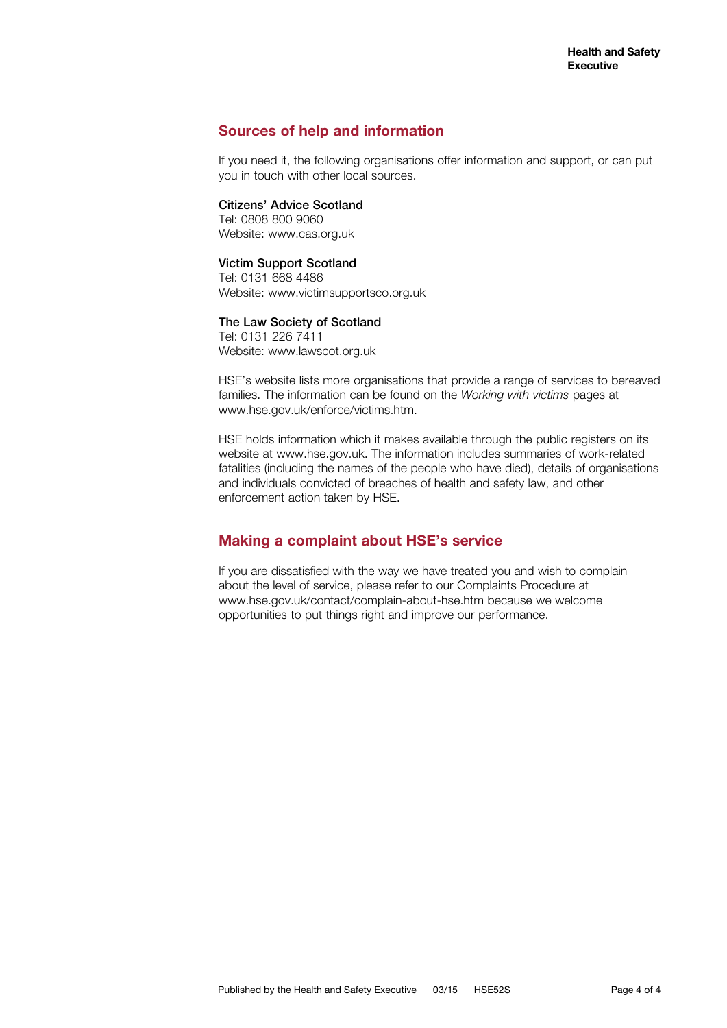## Sources of help and information

If you need it, the following organisations offer information and support, or can put you in touch with other local sources.

**Citizens' Advice Scotland**
Tel: 0808 800 9060
Website: www.cas.org.uk

**Victim Support Scotland**
Tel: 0131 668 4486
Website: www.victimsupportsco.org.uk

**The Law Society of Scotland**
Tel: 0131 226 7411
Website: www.lawscot.org.uk

HSE's website lists more organisations that provide a range of services to bereaved families. The information can be found on the *Working with victims* pages at www.hse.gov.uk/enforce/victims.htm.

HSE holds information which it makes available through the public registers on its website at www.hse.gov.uk. The information includes summaries of work-related fatalities (including the names of the people who have died), details of organisations and individuals convicted of breaches of health and safety law, and other enforcement action taken by HSE.

## Making a complaint about HSE's service

If you are dissatisfied with the way we have treated you and wish to complain about the level of service, please refer to our Complaints Procedure at www.hse.gov.uk/contact/complain-about-hse.htm because we welcome opportunities to put things right and improve our performance.

Published by the Health and Safety Executive 03/15 HSE52S